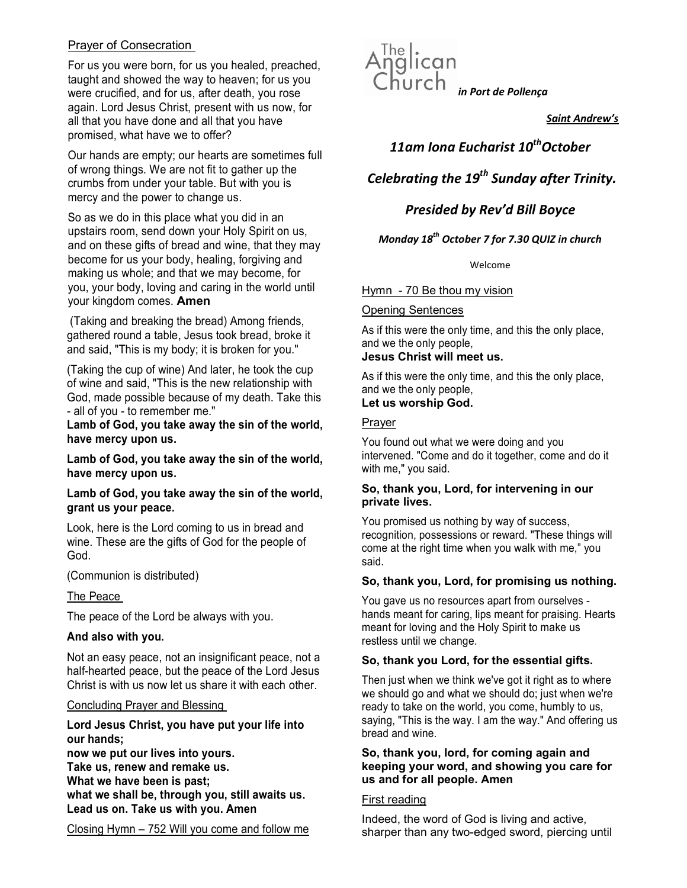## Prayer of Consecration

For us you were born, for us you healed, preached, taught and showed the way to heaven; for us you were crucified, and for us, after death, you rose again. Lord Jesus Christ, present with us now, for all that you have done and all that you have promised, what have we to offer?

Our hands are empty; our hearts are sometimes full of wrong things. We are not fit to gather up the crumbs from under your table. But with you is mercy and the power to change us.

So as we do in this place what you did in an upstairs room, send down your Holy Spirit on us, and on these gifts of bread and wine, that they may become for us your body, healing, forgiving and making us whole; and that we may become, for you, your body, loving and caring in the world until your kingdom comes. **Amen**

(Taking and breaking the bread) Among friends, gathered round a table, Jesus took bread, broke it and said, "This is my body; it is broken for you."

(Taking the cup of wine) And later, he took the cup of wine and said, "This is the new relationship with God, made possible because of my death. Take this - all of you - to remember me."

**Lamb of God, you take away the sin of the world, have mercy upon us.**

**Lamb of God, you take away the sin of the world, have mercy upon us.**

**Lamb of God, you take away the sin of the world, grant us your peace.**

Look, here is the Lord coming to us in bread and wine. These are the gifts of God for the people of God.

(Communion is distributed)

## The Peace

The peace of the Lord be always with you.

**And also with you.**

Not an easy peace, not an insignificant peace, not a half-hearted peace, but the peace of the Lord Jesus Christ is with us now let us share it with each other.

## Concluding Prayer and Blessing

**Lord Jesus Christ, you have put your life into our hands;**
**now we put our lives into yours.**
**Take us, renew and remake us.**
**What we have been is past;**
**what we shall be, through you, still awaits us.**
**Lead us on. Take us with you. Amen**

## Closing Hymn – 752 Will you come and follow me

The Anglican Church *in Port de Pollença*

***Saint Andrew's***

# *11am Iona Eucharist 10th October*

# *Celebrating the 19th Sunday after Trinity.*

# *Presided by Rev'd Bill Boyce*

***Monday 18th October 7 for 7.30 QUIZ in church***

Welcome

## Hymn - 70 Be thou my vision

## Opening Sentences

As if this were the only time, and this the only place, and we the only people,
**Jesus Christ will meet us.**

As if this were the only time, and this the only place, and we the only people,
**Let us worship God.**

## Prayer

You found out what we were doing and you intervened. "Come and do it together, come and do it with me," you said.

**So, thank you, Lord, for intervening in our private lives.**

You promised us nothing by way of success, recognition, possessions or reward. "These things will come at the right time when you walk with me," you said.

**So, thank you, Lord, for promising us nothing.**

You gave us no resources apart from ourselves - hands meant for caring, lips meant for praising. Hearts meant for loving and the Holy Spirit to make us restless until we change.

**So, thank you Lord, for the essential gifts.**

Then just when we think we've got it right as to where we should go and what we should do; just when we're ready to take on the world, you come, humbly to us, saying, "This is the way. I am the way." And offering us bread and wine.

**So, thank you, lord, for coming again and keeping your word, and showing you care for us and for all people. Amen**

## First reading

Indeed, the word of God is living and active, sharper than any two-edged sword, piercing until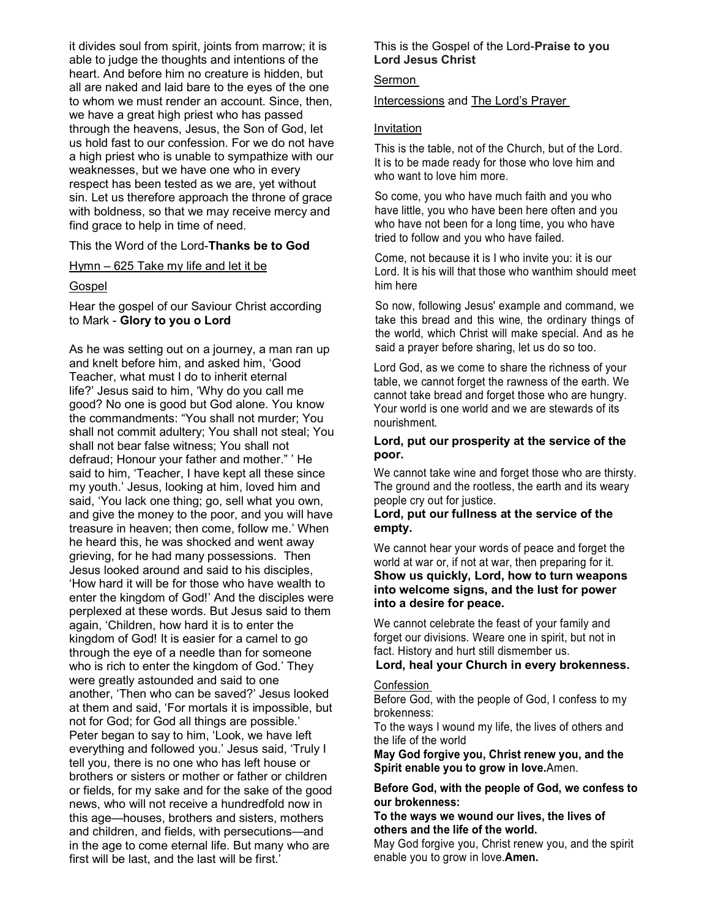it divides soul from spirit, joints from marrow; it is able to judge the thoughts and intentions of the heart. And before him no creature is hidden, but all are naked and laid bare to the eyes of the one to whom we must render an account. Since, then, we have a great high priest who has passed through the heavens, Jesus, the Son of God, let us hold fast to our confession. For we do not have a high priest who is unable to sympathize with our weaknesses, but we have one who in every respect has been tested as we are, yet without sin. Let us therefore approach the throne of grace with boldness, so that we may receive mercy and find grace to help in time of need.

This the Word of the Lord-**Thanks be to God**

Hymn – 625 Take my life and let it be

Gospel

Hear the gospel of our Saviour Christ according to Mark - **Glory to you o Lord**

As he was setting out on a journey, a man ran up and knelt before him, and asked him, 'Good Teacher, what must I do to inherit eternal life?' Jesus said to him, 'Why do you call me good? No one is good but God alone. You know the commandments: "You shall not murder; You shall not commit adultery; You shall not steal; You shall not bear false witness; You shall not defraud; Honour your father and mother." ' He said to him, 'Teacher, I have kept all these since my youth.' Jesus, looking at him, loved him and said, 'You lack one thing; go, sell what you own, and give the money to the poor, and you will have treasure in heaven; then come, follow me.' When he heard this, he was shocked and went away grieving, for he had many possessions. Then Jesus looked around and said to his disciples, 'How hard it will be for those who have wealth to enter the kingdom of God!' And the disciples were perplexed at these words. But Jesus said to them again, 'Children, how hard it is to enter the kingdom of God! It is easier for a camel to go through the eye of a needle than for someone who is rich to enter the kingdom of God.' They were greatly astounded and said to one another, 'Then who can be saved?' Jesus looked at them and said, 'For mortals it is impossible, but not for God; for God all things are possible.' Peter began to say to him, 'Look, we have left everything and followed you.' Jesus said, 'Truly I tell you, there is no one who has left house or brothers or sisters or mother or father or children or fields, for my sake and for the sake of the good news, who will not receive a hundredfold now in this age—houses, brothers and sisters, mothers and children, and fields, with persecutions—and in the age to come eternal life. But many who are first will be last, and the last will be first.'

This is the Gospel of the Lord-**Praise to you Lord Jesus Christ**

Sermon

Intercessions and The Lord's Prayer

Invitation

This is the table, not of the Church, but of the Lord. It is to be made ready for those who love him and who want to love him more.

So come, you who have much faith and you who have little, you who have been here often and you who have not been for a long time, you who have tried to follow and you who have failed.

Come, not because it is I who invite you: it is our Lord. It is his will that those who wanthim should meet him here

So now, following Jesus' example and command, we take this bread and this wine, the ordinary things of the world, which Christ will make special. And as he said a prayer before sharing, let us do so too.

Lord God, as we come to share the richness of your table, we cannot forget the rawness of the earth. We cannot take bread and forget those who are hungry. Your world is one world and we are stewards of its nourishment.

**Lord, put our prosperity at the service of the poor.**

We cannot take wine and forget those who are thirsty. The ground and the rootless, the earth and its weary people cry out for justice.

**Lord, put our fullness at the service of the empty.**

We cannot hear your words of peace and forget the world at war or, if not at war, then preparing for it.

**Show us quickly, Lord, how to turn weapons into welcome signs, and the lust for power into a desire for peace.**

We cannot celebrate the feast of your family and forget our divisions. Weare one in spirit, but not in fact. History and hurt still dismember us.

**Lord, heal your Church in every brokenness.**

Confession

Before God, with the people of God, I confess to my brokenness:

To the ways I wound my life, the lives of others and the life of the world

**May God forgive you, Christ renew you, and the Spirit enable you to grow in love.**Amen.

**Before God, with the people of God, we confess to our brokenness:**

**To the ways we wound our lives, the lives of others and the life of the world.**

May God forgive you, Christ renew you, and the spirit enable you to grow in love.**Amen.**